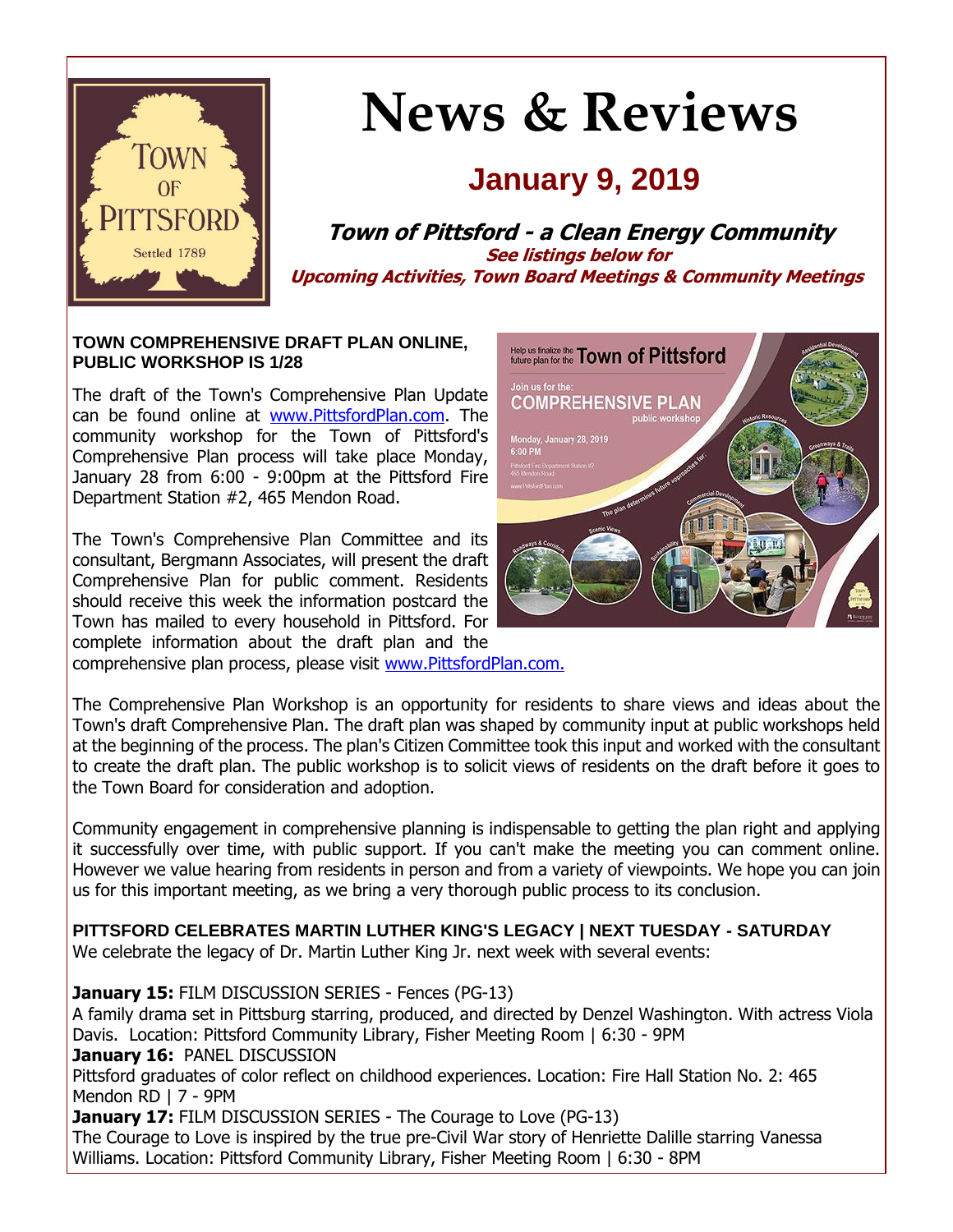# News & Reviews

## January 9, 2019

### Town of Pittsford - a Clean Energy Community

**See listings below for**
**Upcoming Activities, Town Board Meetings & Community Meetings**

**TOWN COMPREHENSIVE DRAFT PLAN ONLINE, PUBLIC WORKSHOP IS 1/28**

The draft of the Town's Comprehensive Plan Update can be found online at [www.PittsfordPlan.com](www.PittsfordPlan.com). The community workshop for the Town of Pittsford's Comprehensive Plan process will take place Monday, January 28 from 6:00 - 9:00pm at the Pittsford Fire Department Station #2, 465 Mendon Road.

The Town's Comprehensive Plan Committee and its consultant, Bergmann Associates, will present the draft Comprehensive Plan for public comment. Residents should receive this week the information postcard the Town has mailed to every household in Pittsford. For complete information about the draft plan and the comprehensive plan process, please visit [www.PittsfordPlan.com.](www.PittsfordPlan.com)

The Comprehensive Plan Workshop is an opportunity for residents to share views and ideas about the Town's draft Comprehensive Plan. The draft plan was shaped by community input at public workshops held at the beginning of the process. The plan's Citizen Committee took this input and worked with the consultant to create the draft plan. The public workshop is to solicit views of residents on the draft before it goes to the Town Board for consideration and adoption.

Community engagement in comprehensive planning is indispensable to getting the plan right and applying it successfully over time, with public support. If you can't make the meeting you can comment online. However we value hearing from residents in person and from a variety of viewpoints. We hope you can join us for this important meeting, as we bring a very thorough public process to its conclusion.

**PITTSFORD CELEBRATES MARTIN LUTHER KING'S LEGACY | NEXT TUESDAY - SATURDAY**

We celebrate the legacy of Dr. Martin Luther King Jr. next week with several events:

**January 15:** FILM DISCUSSION SERIES - Fences (PG-13)
A family drama set in Pittsburg starring, produced, and directed by Denzel Washington. With actress Viola Davis. Location: Pittsford Community Library, Fisher Meeting Room | 6:30 - 9PM

**January 16:** PANEL DISCUSSION
Pittsford graduates of color reflect on childhood experiences. Location: Fire Hall Station No. 2: 465 Mendon RD | 7 - 9PM

**January 17:** FILM DISCUSSION SERIES - The Courage to Love (PG-13)
The Courage to Love is inspired by the true pre-Civil War story of Henriette Dalille starring Vanessa Williams. Location: Pittsford Community Library, Fisher Meeting Room | 6:30 - 8PM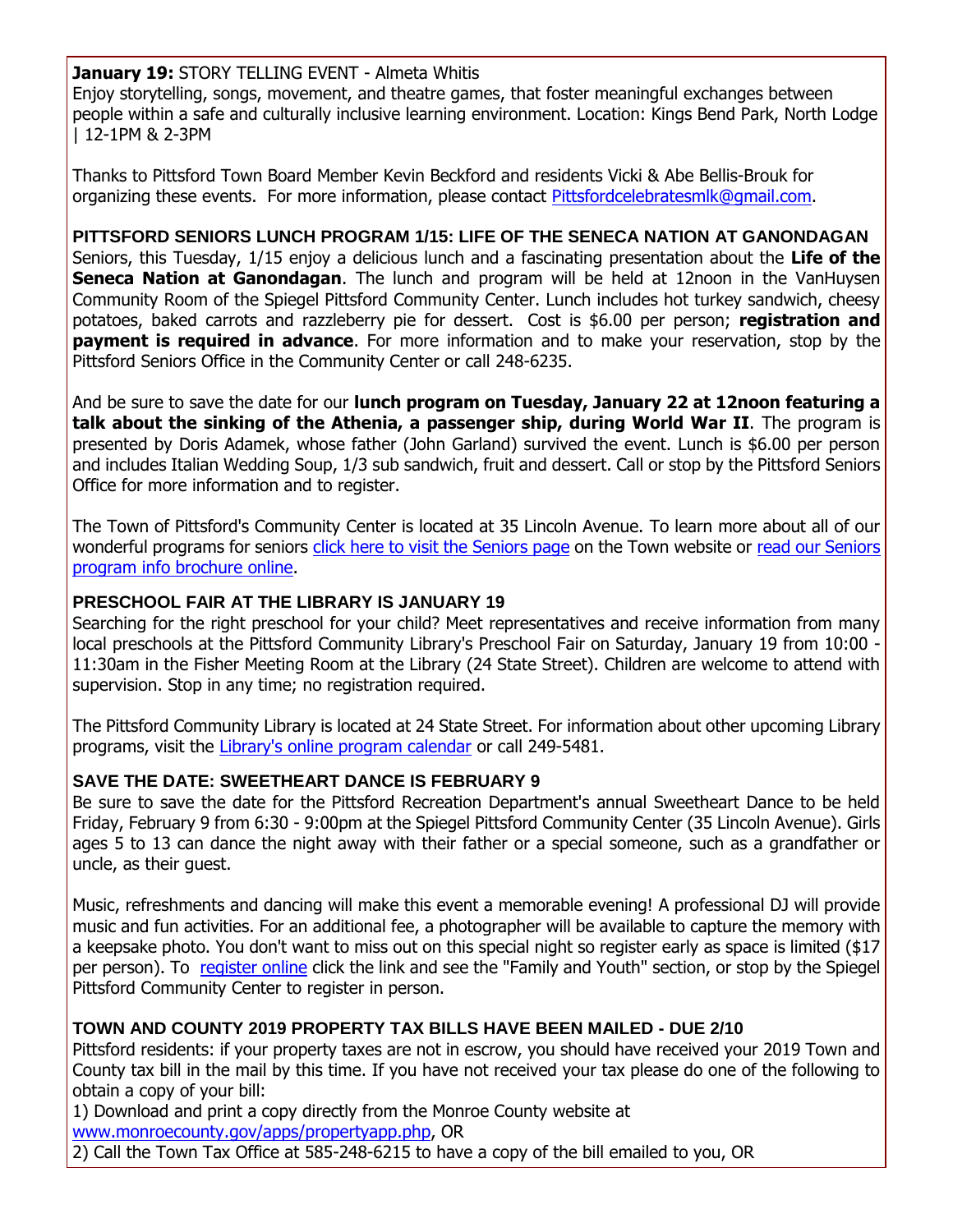**January 19:** STORY TELLING EVENT - Almeta Whitis
Enjoy storytelling, songs, movement, and theatre games, that foster meaningful exchanges between people within a safe and culturally inclusive learning environment. Location: Kings Bend Park, North Lodge | 12-1PM & 2-3PM

Thanks to Pittsford Town Board Member Kevin Beckford and residents Vicki & Abe Bellis-Brouk for organizing these events. For more information, please contact Pittsfordcelebratesmlk@gmail.com.

### PITTSFORD SENIORS LUNCH PROGRAM 1/15: LIFE OF THE SENECA NATION AT GANONDAGAN

Seniors, this Tuesday, 1/15 enjoy a delicious lunch and a fascinating presentation about the **Life of the Seneca Nation at Ganondagan**. The lunch and program will be held at 12noon in the VanHuysen Community Room of the Spiegel Pittsford Community Center. Lunch includes hot turkey sandwich, cheesy potatoes, baked carrots and razzleberry pie for dessert. Cost is $6.00 per person; **registration and payment is required in advance**. For more information and to make your reservation, stop by the Pittsford Seniors Office in the Community Center or call 248-6235.

And be sure to save the date for our **lunch program on Tuesday, January 22 at 12noon featuring a talk about the sinking of the Athenia, a passenger ship, during World War II**. The program is presented by Doris Adamek, whose father (John Garland) survived the event. Lunch is $6.00 per person and includes Italian Wedding Soup, 1/3 sub sandwich, fruit and dessert. Call or stop by the Pittsford Seniors Office for more information and to register.

The Town of Pittsford's Community Center is located at 35 Lincoln Avenue. To learn more about all of our wonderful programs for seniors click here to visit the Seniors page on the Town website or read our Seniors program info brochure online.

### PRESCHOOL FAIR AT THE LIBRARY IS JANUARY 19

Searching for the right preschool for your child? Meet representatives and receive information from many local preschools at the Pittsford Community Library's Preschool Fair on Saturday, January 19 from 10:00 - 11:30am in the Fisher Meeting Room at the Library (24 State Street). Children are welcome to attend with supervision. Stop in any time; no registration required.

The Pittsford Community Library is located at 24 State Street. For information about other upcoming Library programs, visit the Library's online program calendar or call 249-5481.

### SAVE THE DATE: SWEETHEART DANCE IS FEBRUARY 9

Be sure to save the date for the Pittsford Recreation Department's annual Sweetheart Dance to be held Friday, February 9 from 6:30 - 9:00pm at the Spiegel Pittsford Community Center (35 Lincoln Avenue). Girls ages 5 to 13 can dance the night away with their father or a special someone, such as a grandfather or uncle, as their guest.

Music, refreshments and dancing will make this event a memorable evening! A professional DJ will provide music and fun activities. For an additional fee, a photographer will be available to capture the memory with a keepsake photo. You don't want to miss out on this special night so register early as space is limited ($17 per person). To register online click the link and see the "Family and Youth" section, or stop by the Spiegel Pittsford Community Center to register in person.

### TOWN AND COUNTY 2019 PROPERTY TAX BILLS HAVE BEEN MAILED - DUE 2/10

Pittsford residents: if your property taxes are not in escrow, you should have received your 2019 Town and County tax bill in the mail by this time. If you have not received your tax please do one of the following to obtain a copy of your bill:
1) Download and print a copy directly from the Monroe County website at www.monroecounty.gov/apps/propertyapp.php, OR
2) Call the Town Tax Office at 585-248-6215 to have a copy of the bill emailed to you, OR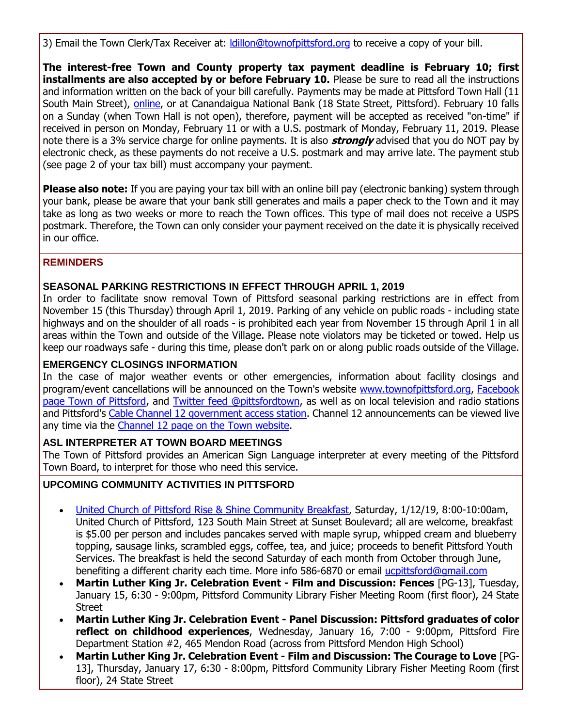3) Email the Town Clerk/Tax Receiver at: ldillon@townofpittsford.org to receive a copy of your bill.

**The interest-free Town and County property tax payment deadline is February 10; first installments are also accepted by or before February 10.** Please be sure to read all the instructions and information written on the back of your bill carefully. Payments may be made at Pittsford Town Hall (11 South Main Street), online, or at Canandaigua National Bank (18 State Street, Pittsford). February 10 falls on a Sunday (when Town Hall is not open), therefore, payment will be accepted as received "on-time" if received in person on Monday, February 11 or with a U.S. postmark of Monday, February 11, 2019. Please note there is a 3% service charge for online payments. It is also ***strongly*** advised that you do NOT pay by electronic check, as these payments do not receive a U.S. postmark and may arrive late. The payment stub (see page 2 of your tax bill) must accompany your payment.

**Please also note:** If you are paying your tax bill with an online bill pay (electronic banking) system through your bank, please be aware that your bank still generates and mails a paper check to the Town and it may take as long as two weeks or more to reach the Town offices. This type of mail does not receive a USPS postmark. Therefore, the Town can only consider your payment received on the date it is physically received in our office.

## REMINDERS

### SEASONAL PARKING RESTRICTIONS IN EFFECT THROUGH APRIL 1, 2019

In order to facilitate snow removal Town of Pittsford seasonal parking restrictions are in effect from November 15 (this Thursday) through April 1, 2019. Parking of any vehicle on public roads - including state highways and on the shoulder of all roads - is prohibited each year from November 15 through April 1 in all areas within the Town and outside of the Village. Please note violators may be ticketed or towed. Help us keep our roadways safe - during this time, please don't park on or along public roads outside of the Village.

### EMERGENCY CLOSINGS INFORMATION

In the case of major weather events or other emergencies, information about facility closings and program/event cancellations will be announced on the Town's website www.townofpittsford.org, Facebook page Town of Pittsford, and Twitter feed @pittsfordtown, as well as on local television and radio stations and Pittsford's Cable Channel 12 government access station. Channel 12 announcements can be viewed live any time via the Channel 12 page on the Town website.

### ASL INTERPRETER AT TOWN BOARD MEETINGS

The Town of Pittsford provides an American Sign Language interpreter at every meeting of the Pittsford Town Board, to interpret for those who need this service.

## UPCOMING COMMUNITY ACTIVITIES IN PITTSFORD

- United Church of Pittsford Rise & Shine Community Breakfast, Saturday, 1/12/19, 8:00-10:00am, United Church of Pittsford, 123 South Main Street at Sunset Boulevard; all are welcome, breakfast is $5.00 per person and includes pancakes served with maple syrup, whipped cream and blueberry topping, sausage links, scrambled eggs, coffee, tea, and juice; proceeds to benefit Pittsford Youth Services. The breakfast is held the second Saturday of each month from October through June, benefiting a different charity each time. More info 586-6870 or email ucpittsford@gmail.com
- **Martin Luther King Jr. Celebration Event - Film and Discussion: Fences** [PG-13], Tuesday, January 15, 6:30 - 9:00pm, Pittsford Community Library Fisher Meeting Room (first floor), 24 State Street
- **Martin Luther King Jr. Celebration Event - Panel Discussion: Pittsford graduates of color reflect on childhood experiences**, Wednesday, January 16, 7:00 - 9:00pm, Pittsford Fire Department Station #2, 465 Mendon Road (across from Pittsford Mendon High School)
- **Martin Luther King Jr. Celebration Event - Film and Discussion: The Courage to Love** [PG-13], Thursday, January 17, 6:30 - 8:00pm, Pittsford Community Library Fisher Meeting Room (first floor), 24 State Street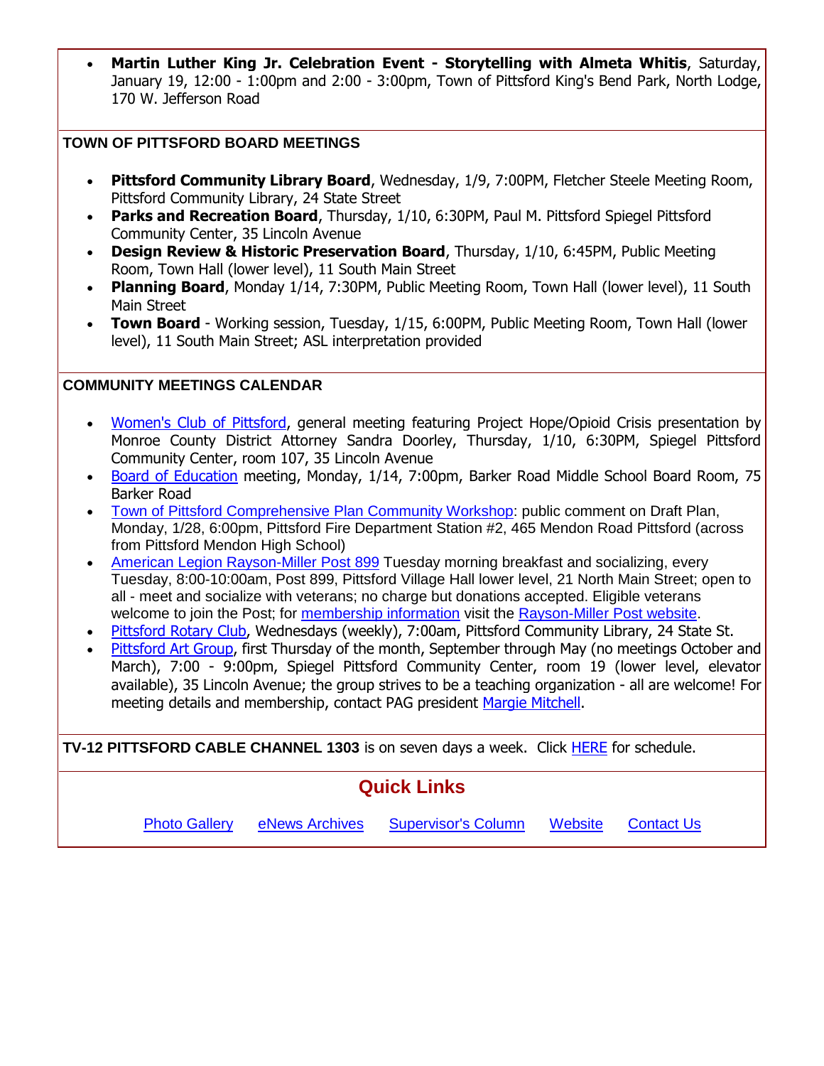- **Martin Luther King Jr. Celebration Event - Storytelling with Almeta Whitis**, Saturday, January 19, 12:00 - 1:00pm and 2:00 - 3:00pm, Town of Pittsford King's Bend Park, North Lodge, 170 W. Jefferson Road

**TOWN OF PITTSFORD BOARD MEETINGS**

- **Pittsford Community Library Board**, Wednesday, 1/9, 7:00PM, Fletcher Steele Meeting Room, Pittsford Community Library, 24 State Street
- **Parks and Recreation Board**, Thursday, 1/10, 6:30PM, Paul M. Pittsford Spiegel Pittsford Community Center, 35 Lincoln Avenue
- **Design Review & Historic Preservation Board**, Thursday, 1/10, 6:45PM, Public Meeting Room, Town Hall (lower level), 11 South Main Street
- **Planning Board**, Monday 1/14, 7:30PM, Public Meeting Room, Town Hall (lower level), 11 South Main Street
- **Town Board** - Working session, Tuesday, 1/15, 6:00PM, Public Meeting Room, Town Hall (lower level), 11 South Main Street; ASL interpretation provided

**COMMUNITY MEETINGS CALENDAR**

- Women's Club of Pittsford, general meeting featuring Project Hope/Opioid Crisis presentation by Monroe County District Attorney Sandra Doorley, Thursday, 1/10, 6:30PM, Spiegel Pittsford Community Center, room 107, 35 Lincoln Avenue
- Board of Education meeting, Monday, 1/14, 7:00pm, Barker Road Middle School Board Room, 75 Barker Road
- Town of Pittsford Comprehensive Plan Community Workshop: public comment on Draft Plan, Monday, 1/28, 6:00pm, Pittsford Fire Department Station #2, 465 Mendon Road Pittsford (across from Pittsford Mendon High School)
- American Legion Rayson-Miller Post 899 Tuesday morning breakfast and socializing, every Tuesday, 8:00-10:00am, Post 899, Pittsford Village Hall lower level, 21 North Main Street; open to all - meet and socialize with veterans; no charge but donations accepted. Eligible veterans welcome to join the Post; for membership information visit the Rayson-Miller Post website.
- Pittsford Rotary Club, Wednesdays (weekly), 7:00am, Pittsford Community Library, 24 State St.
- Pittsford Art Group, first Thursday of the month, September through May (no meetings October and March), 7:00 - 9:00pm, Spiegel Pittsford Community Center, room 19 (lower level, elevator available), 35 Lincoln Avenue; the group strives to be a teaching organization - all are welcome! For meeting details and membership, contact PAG president Margie Mitchell.

**TV-12 PITTSFORD CABLE CHANNEL 1303** is on seven days a week. Click HERE for schedule.

## Quick Links

Photo Gallery     eNews Archives     Supervisor's Column     Website     Contact Us